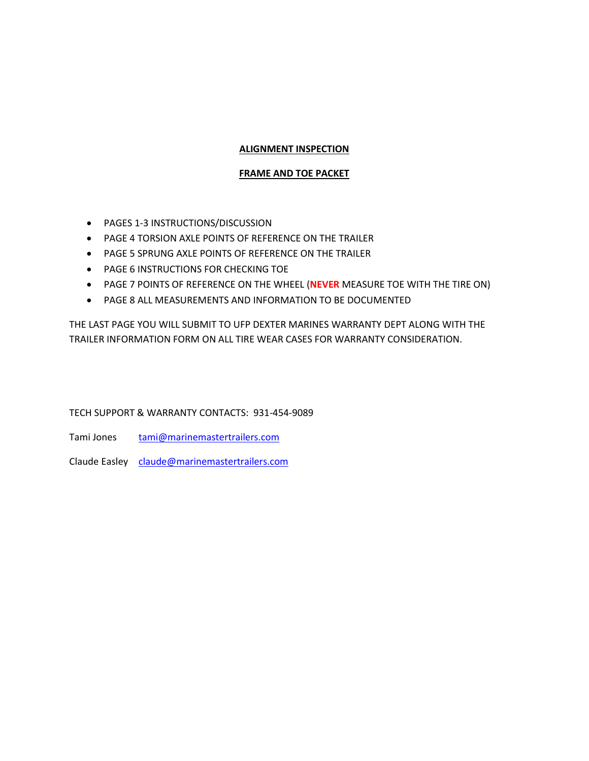# ALIGNMENT INSPECTION

## FRAME AND TOE PACKET

- PAGES 1-3 INSTRUCTIONS/DISCUSSION
- PAGE 4 TORSION AXLE POINTS OF REFERENCE ON THE TRAILER
- PAGE 5 SPRUNG AXLE POINTS OF REFERENCE ON THE TRAILER
- PAGE 6 INSTRUCTIONS FOR CHECKING TOE
- PAGE 7 POINTS OF REFERENCE ON THE WHEEL (**NEVER** MEASURE TOE WITH THE TIRE ON)
- PAGE 8 ALL MEASUREMENTS AND INFORMATION TO BE DOCUMENTED

THE LAST PAGE YOU WILL SUBMIT TO UFP DEXTER MARINES WARRANTY DEPT ALONG WITH THE TRAILER INFORMATION FORM ON ALL TIRE WEAR CASES FOR WARRANTY CONSIDERATION.

TECH SUPPORT & WARRANTY CONTACTS: 931-454-9089

Tami Jones tami@marinemastertrailers.com

Claude Easley claude@marinemastertrailers.com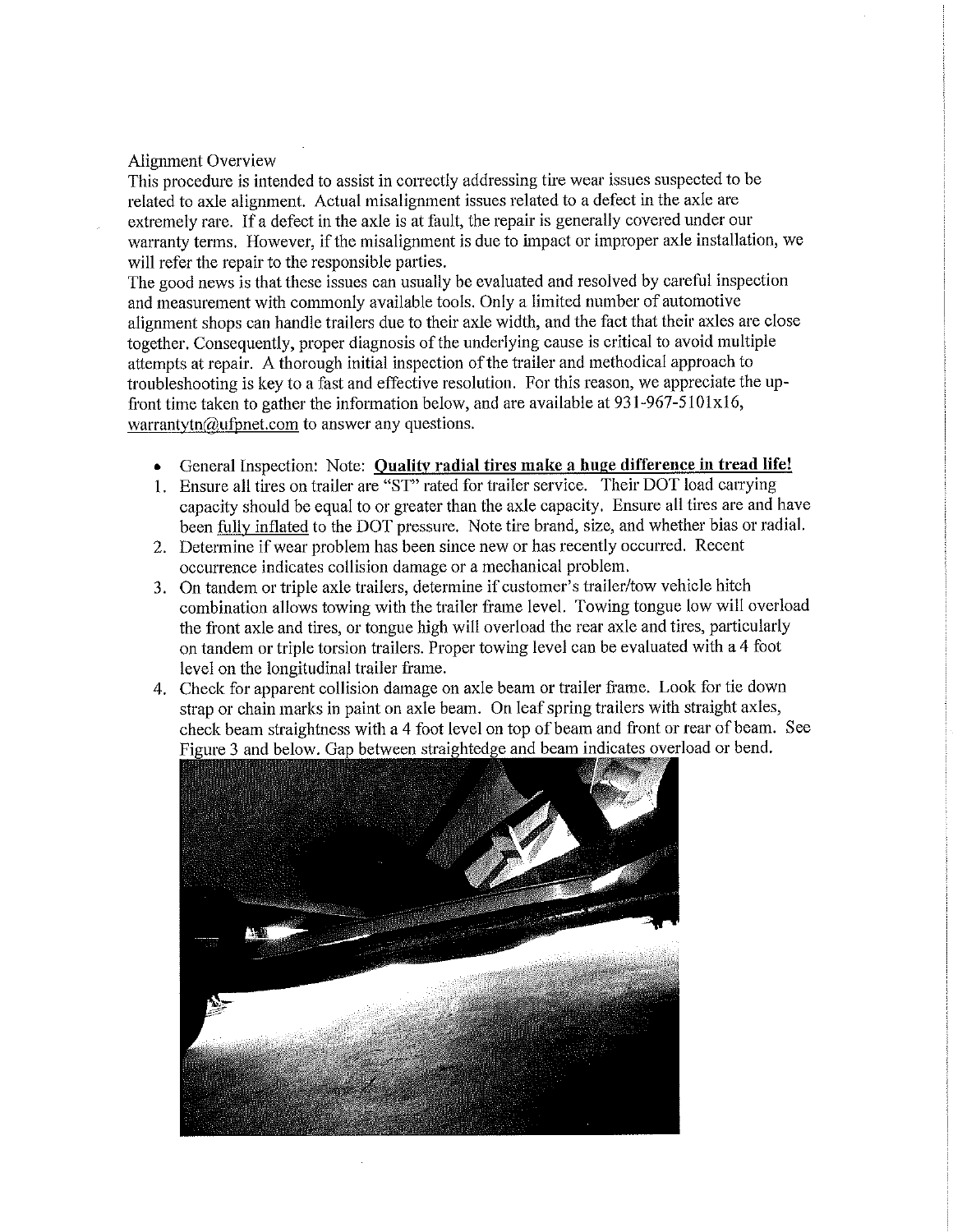Alignment Overview

This procedure is intended to assist in correctly addressing tire wear issues suspected to be related to axle alignment. Actual misalignment issues related to a defect in the axle are extremely rare. If a defect in the axle is at fault, the repair is generally covered under our warranty terms. However, if the misalignment is due to impact or improper axle installation, we will refer the repair to the responsible parties.

The good news is that these issues can usually be evaluated and resolved by careful inspection and measurement with commonly available tools. Only a limited number of automotive alignment shops can handle trailers due to their axle width, and the fact that their axles are close together. Consequently, proper diagnosis of the underlying cause is critical to avoid multiple attempts at repair. A thorough initial inspection of the trailer and methodical approach to troubleshooting is key to a fast and effective resolution. For this reason, we appreciate the up-front time taken to gather the information below, and are available at 931-967-5101x16, warrantytn@ufpnet.com to answer any questions.

- General Inspection: Note: **Quality radial tires make a huge difference in tread life!**

1. Ensure all tires on trailer are "ST" rated for trailer service. Their DOT load carrying capacity should be equal to or greater than the axle capacity. Ensure all tires are and have been fully inflated to the DOT pressure. Note tire brand, size, and whether bias or radial.
2. Determine if wear problem has been since new or has recently occurred. Recent occurrence indicates collision damage or a mechanical problem.
3. On tandem or triple axle trailers, determine if customer's trailer/tow vehicle hitch combination allows towing with the trailer frame level. Towing tongue low will overload the front axle and tires, or tongue high will overload the rear axle and tires, particularly on tandem or triple torsion trailers. Proper towing level can be evaluated with a 4 foot level on the longitudinal trailer frame.
4. Check for apparent collision damage on axle beam or trailer frame. Look for tie down strap or chain marks in paint on axle beam. On leaf spring trailers with straight axles, check beam straightness with a 4 foot level on top of beam and front or rear of beam. See Figure 3 and below. Gap between straightedge and beam indicates overload or bend.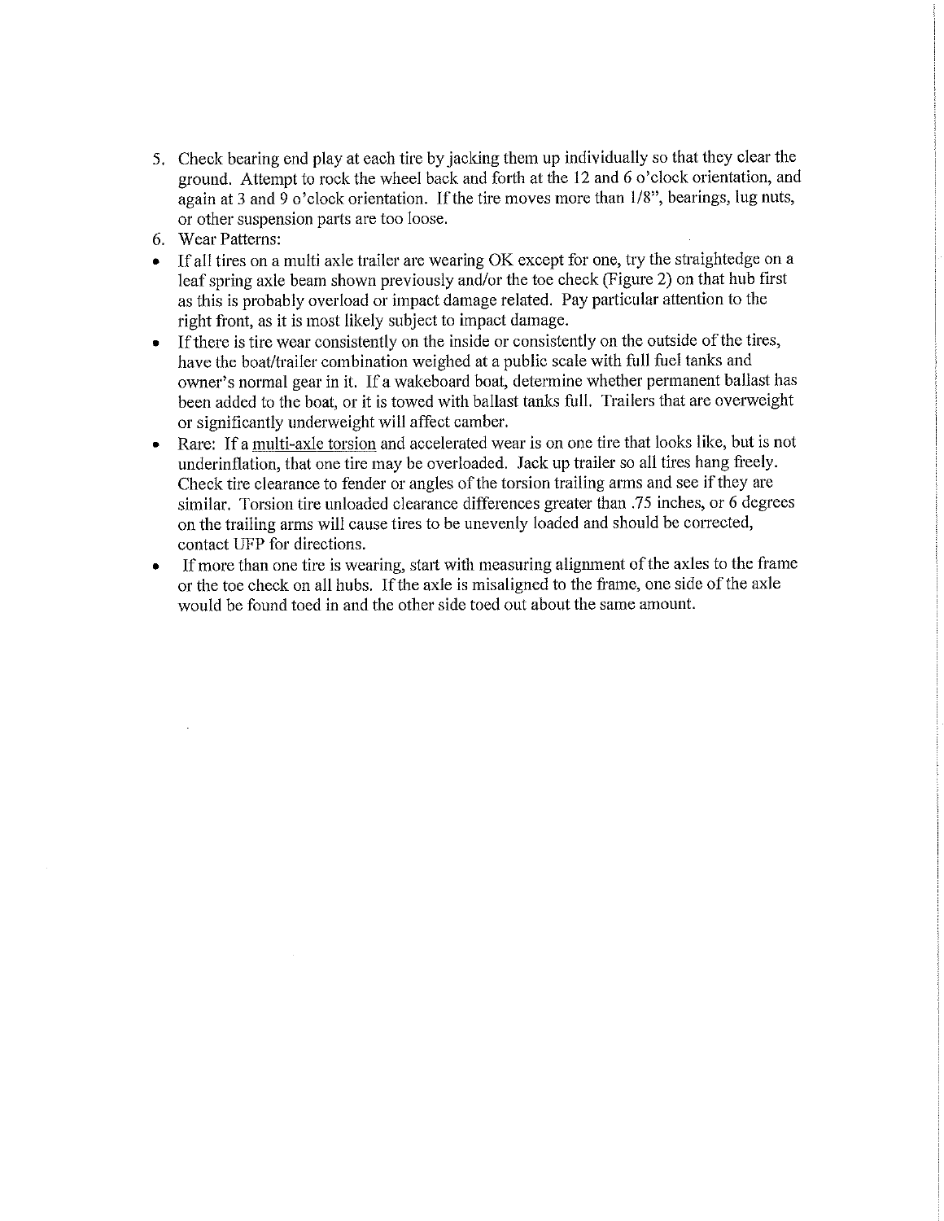5. Check bearing end play at each tire by jacking them up individually so that they clear the ground. Attempt to rock the wheel back and forth at the 12 and 6 o'clock orientation, and again at 3 and 9 o'clock orientation. If the tire moves more than 1/8", bearings, lug nuts, or other suspension parts are too loose.
6. Wear Patterns:

- If all tires on a multi axle trailer are wearing OK except for one, try the straightedge on a leaf spring axle beam shown previously and/or the toe check (Figure 2) on that hub first as this is probably overload or impact damage related. Pay particular attention to the right front, as it is most likely subject to impact damage.
- If there is tire wear consistently on the inside or consistently on the outside of the tires, have the boat/trailer combination weighed at a public scale with full fuel tanks and owner's normal gear in it. If a wakeboard boat, determine whether permanent ballast has been added to the boat, or it is towed with ballast tanks full. Trailers that are overweight or significantly underweight will affect camber.
- Rare: If a <u>multi-axle torsion</u> and accelerated wear is on one tire that looks like, but is not underinflation, that one tire may be overloaded. Jack up trailer so all tires hang freely. Check tire clearance to fender or angles of the torsion trailing arms and see if they are similar. Torsion tire unloaded clearance differences greater than .75 inches, or 6 degrees on the trailing arms will cause tires to be unevenly loaded and should be corrected, contact UFP for directions.
- If more than one tire is wearing, start with measuring alignment of the axles to the frame or the toe check on all hubs. If the axle is misaligned to the frame, one side of the axle would be found toed in and the other side toed out about the same amount.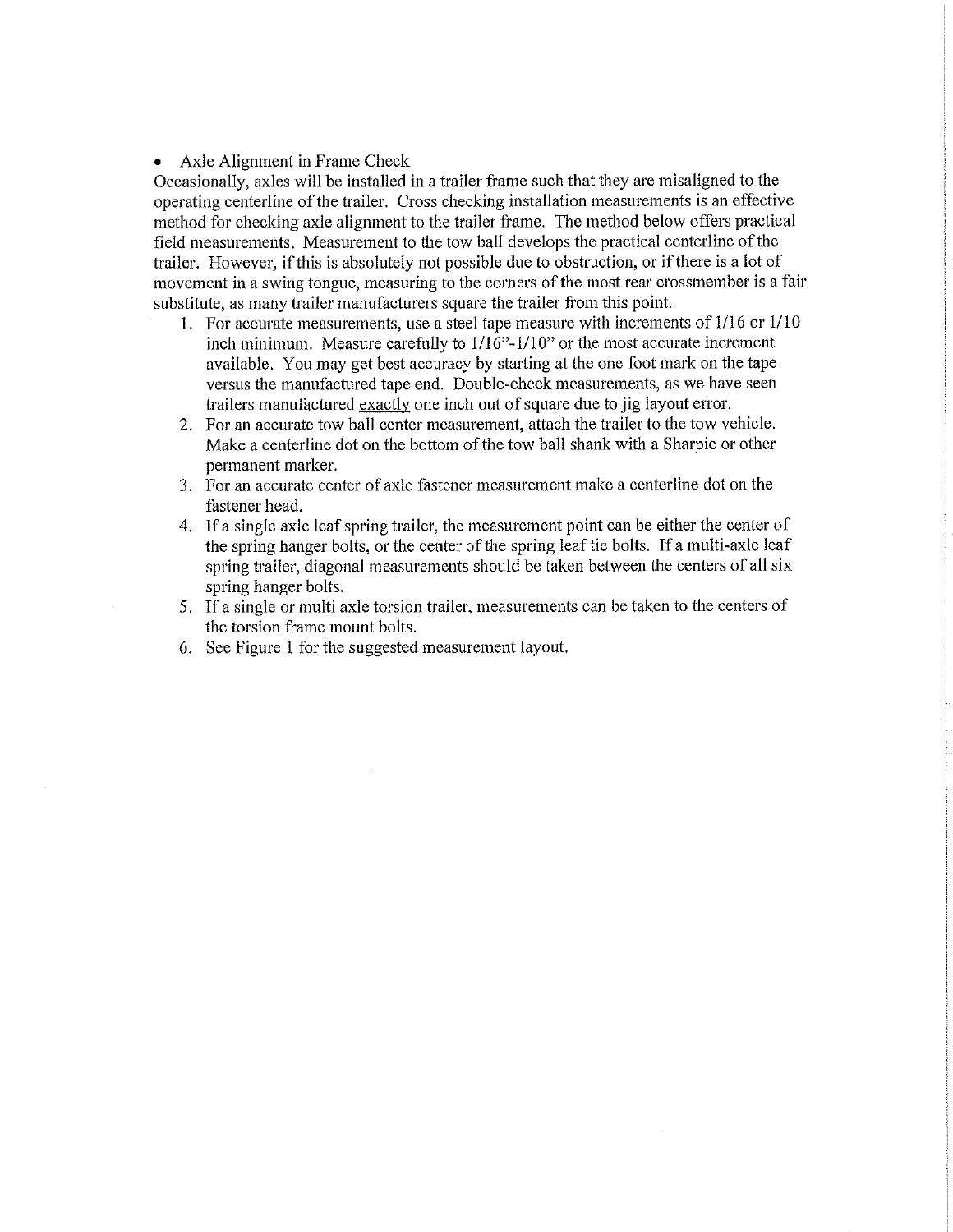- Axle Alignment in Frame Check

Occasionally, axles will be installed in a trailer frame such that they are misaligned to the operating centerline of the trailer. Cross checking installation measurements is an effective method for checking axle alignment to the trailer frame. The method below offers practical field measurements. Measurement to the tow ball develops the practical centerline of the trailer. However, if this is absolutely not possible due to obstruction, or if there is a lot of movement in a swing tongue, measuring to the corners of the most rear crossmember is a fair substitute, as many trailer manufacturers square the trailer from this point.

1. For accurate measurements, use a steel tape measure with increments of 1/16 or 1/10 inch minimum. Measure carefully to 1/16"-1/10" or the most accurate increment available. You may get best accuracy by starting at the one foot mark on the tape versus the manufactured tape end. Double-check measurements, as we have seen trailers manufactured <u>exactly</u> one inch out of square due to jig layout error.
2. For an accurate tow ball center measurement, attach the trailer to the tow vehicle. Make a centerline dot on the bottom of the tow ball shank with a Sharpie or other permanent marker.
3. For an accurate center of axle fastener measurement make a centerline dot on the fastener head.
4. If a single axle leaf spring trailer, the measurement point can be either the center of the spring hanger bolts, or the center of the spring leaf tie bolts. If a multi-axle leaf spring trailer, diagonal measurements should be taken between the centers of all six spring hanger bolts.
5. If a single or multi axle torsion trailer, measurements can be taken to the centers of the torsion frame mount bolts.
6. See Figure 1 for the suggested measurement layout.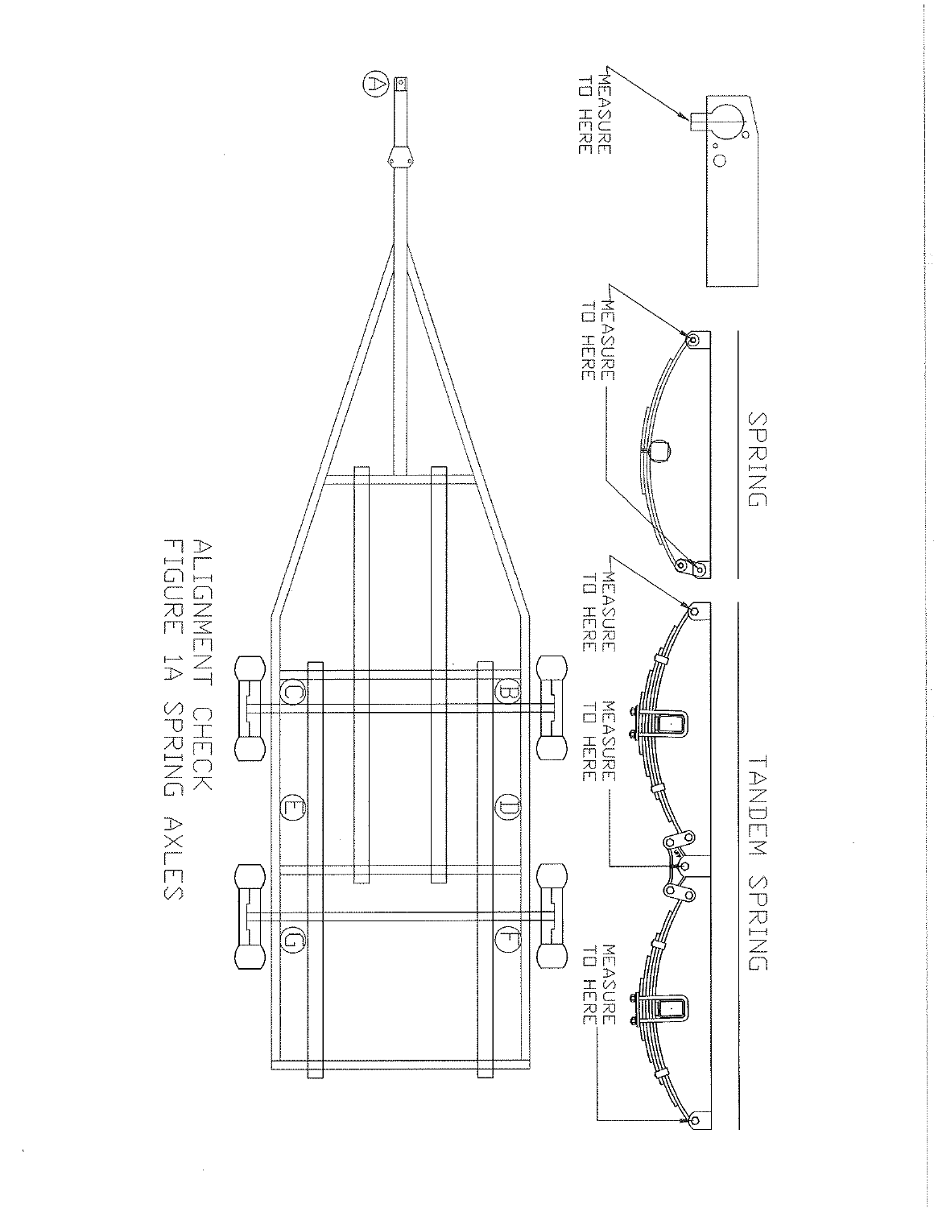SPRING

TANDEM SPRING

MEASURE TO HERE

MEASURE TO HERE

MEASURE TO HERE

MEASURE TO HERE

MEASURE TO HERE

A

B

C

D

E

F

G

ALIGNMENT CHECK
FIGURE 1A SPRING AXLES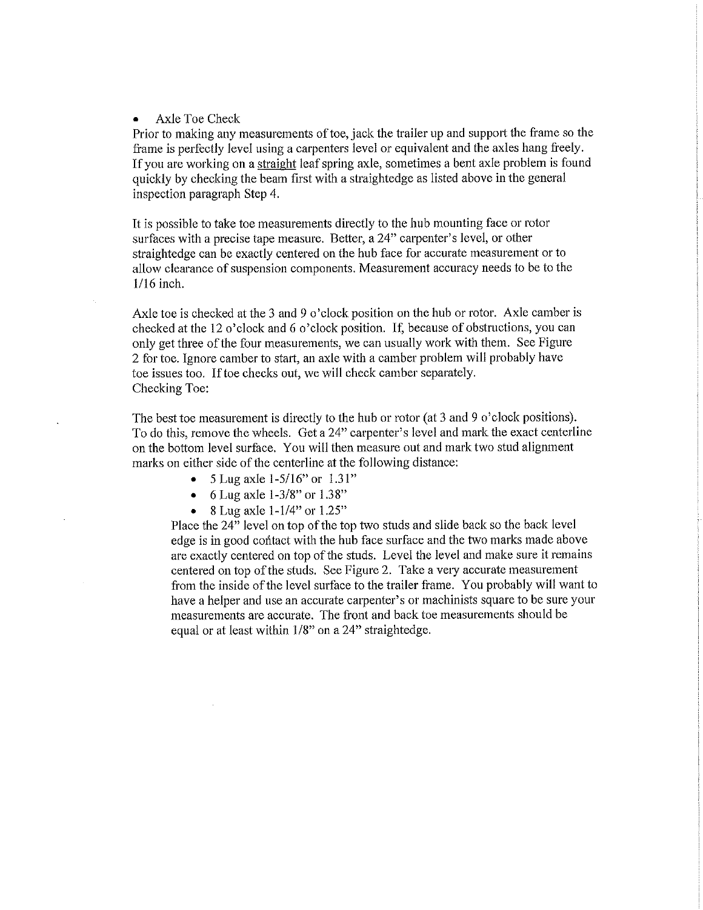- Axle Toe Check

Prior to making any measurements of toe, jack the trailer up and support the frame so the frame is perfectly level using a carpenters level or equivalent and the axles hang freely. If you are working on a straight leaf spring axle, sometimes a bent axle problem is found quickly by checking the beam first with a straightedge as listed above in the general inspection paragraph Step 4.

It is possible to take toe measurements directly to the hub mounting face or rotor surfaces with a precise tape measure. Better, a 24" carpenter's level, or other straightedge can be exactly centered on the hub face for accurate measurement or to allow clearance of suspension components. Measurement accuracy needs to be to the 1/16 inch.

Axle toe is checked at the 3 and 9 o'clock position on the hub or rotor. Axle camber is checked at the 12 o'clock and 6 o'clock position. If, because of obstructions, you can only get three of the four measurements, we can usually work with them. See Figure 2 for toe. Ignore camber to start, an axle with a camber problem will probably have toe issues too. If toe checks out, we will check camber separately.
Checking Toe:

The best toe measurement is directly to the hub or rotor (at 3 and 9 o'clock positions). To do this, remove the wheels. Get a 24" carpenter's level and mark the exact centerline on the bottom level surface. You will then measure out and mark two stud alignment marks on either side of the centerline at the following distance:

- 5 Lug axle 1-5/16" or 1.31"
- 6 Lug axle 1-3/8" or 1.38"
- 8 Lug axle 1-1/4" or 1.25"

Place the 24" level on top of the top two studs and slide back so the back level edge is in good contact with the hub face surface and the two marks made above are exactly centered on top of the studs. Level the level and make sure it remains centered on top of the studs. See Figure 2. Take a very accurate measurement from the inside of the level surface to the trailer frame. You probably will want to have a helper and use an accurate carpenter's or machinists square to be sure your measurements are accurate. The front and back toe measurements should be equal or at least within 1/8" on a 24" straightedge.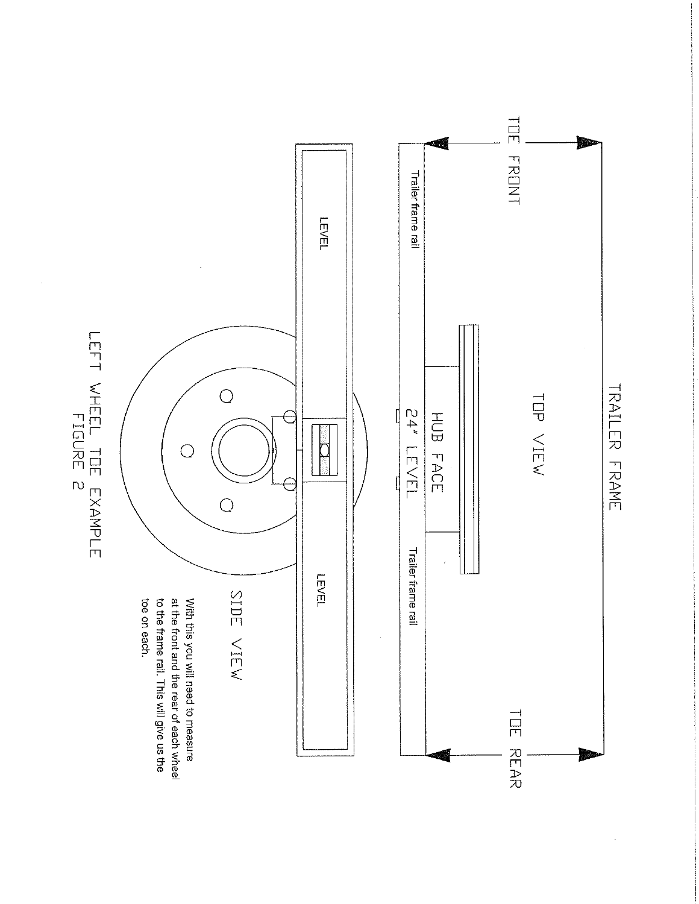TRAILER FRAME

TOP VIEW

TOE FRONT

TOE REAR

Trailer frame rail

HUB FACE

24" LEVEL

Trailer frame rail

LEVEL

LEVEL

SIDE VIEW

With this you will need to measure at the front and the rear of each wheel to the frame rail. This will give us the toe on each.

LEFT WHEEL TOE EXAMPLE
FIGURE 2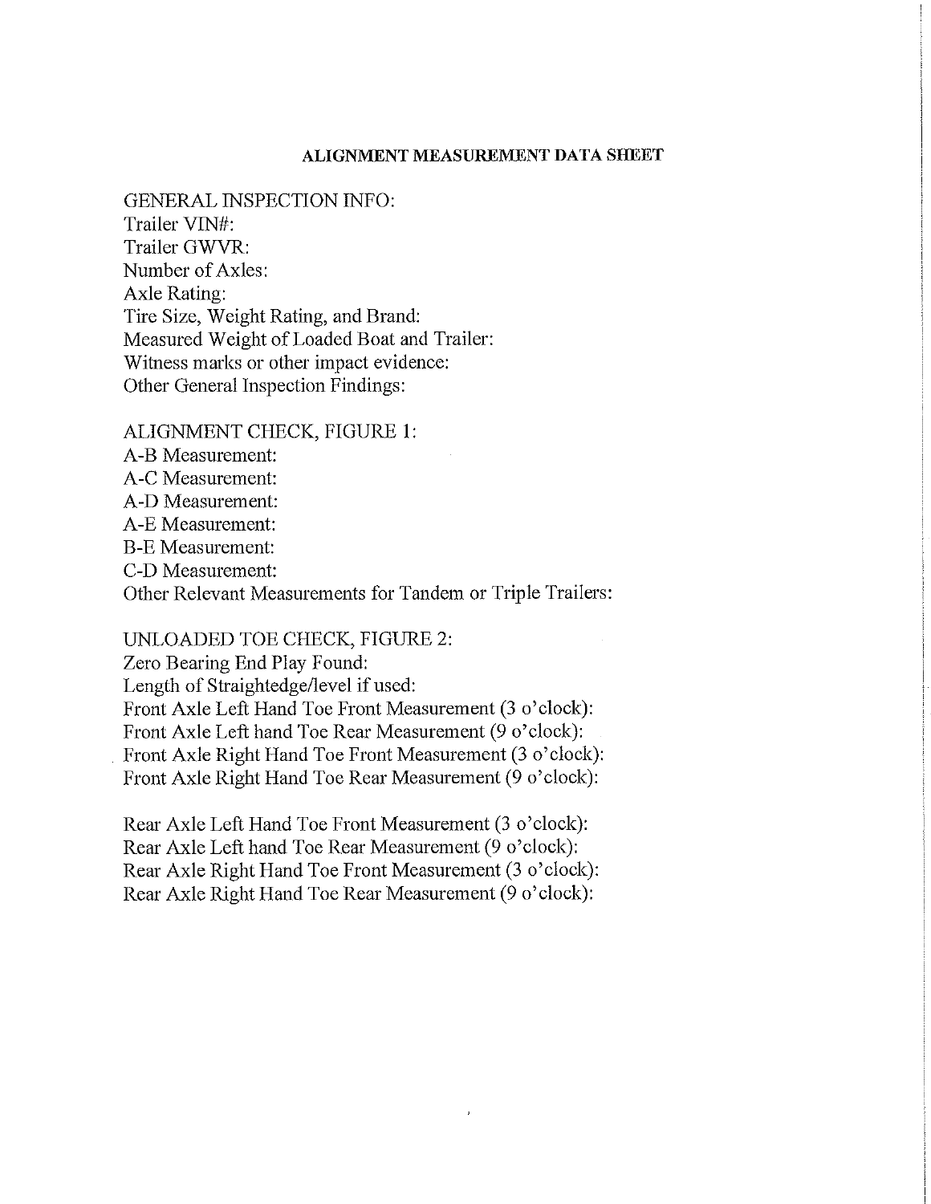## ALIGNMENT MEASUREMENT DATA SHEET

GENERAL INSPECTION INFO:
Trailer VIN#:
Trailer GWVR:
Number of Axles:
Axle Rating:
Tire Size, Weight Rating, and Brand:
Measured Weight of Loaded Boat and Trailer:
Witness marks or other impact evidence:
Other General Inspection Findings:

ALIGNMENT CHECK, FIGURE 1:
A-B Measurement:
A-C Measurement:
A-D Measurement:
A-E Measurement:
B-E Measurement:
C-D Measurement:
Other Relevant Measurements for Tandem or Triple Trailers:

UNLOADED TOE CHECK, FIGURE 2:
Zero Bearing End Play Found:
Length of Straightedge/level if used:
Front Axle Left Hand Toe Front Measurement (3 o'clock):
Front Axle Left hand Toe Rear Measurement (9 o'clock):
Front Axle Right Hand Toe Front Measurement (3 o'clock):
Front Axle Right Hand Toe Rear Measurement (9 o'clock):

Rear Axle Left Hand Toe Front Measurement (3 o'clock):
Rear Axle Left hand Toe Rear Measurement (9 o'clock):
Rear Axle Right Hand Toe Front Measurement (3 o'clock):
Rear Axle Right Hand Toe Rear Measurement (9 o'clock):